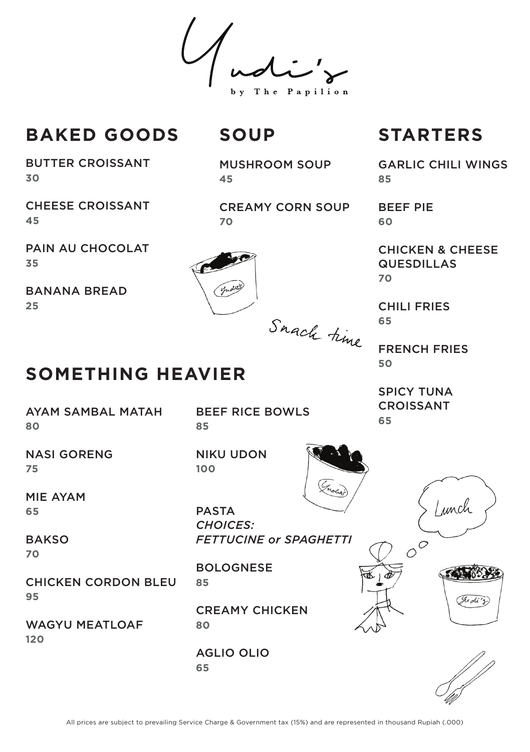# Yudi's

by The Papilion

## BAKED GOODS

BUTTER CROISSANT
**30**

CHEESE CROISSANT
**45**

PAIN AU CHOCOLAT
**35**

BANANA BREAD
**25**

## SOUP

MUSHROOM SOUP
**45**

CREAMY CORN SOUP
**70**

Snack time

## STARTERS

GARLIC CHILI WINGS
**85**

BEEF PIE
**60**

CHICKEN & CHEESE QUESDILLAS
**70**

CHILI FRIES
**65**

FRENCH FRIES
**50**

SPICY TUNA CROISSANT
**65**

## SOMETHING HEAVIER

AYAM SAMBAL MATAH
**80**

NASI GORENG
**75**

MIE AYAM
**65**

BAKSO
**70**

CHICKEN CORDON BLEU
**95**

WAGYU MEATLOAF
**120**

BEEF RICE BOWLS
**85**

NIKU UDON
**100**

PASTA
*CHOICES:*
*FETTUCINE or SPAGHETTI*

BOLOGNESE
**85**

CREAMY CHICKEN
**80**

AGLIO OLIO
**65**

Lunch

All prices are subject to prevailing Service Charge & Government tax (15%) and are represented in thousand Rupiah (.000)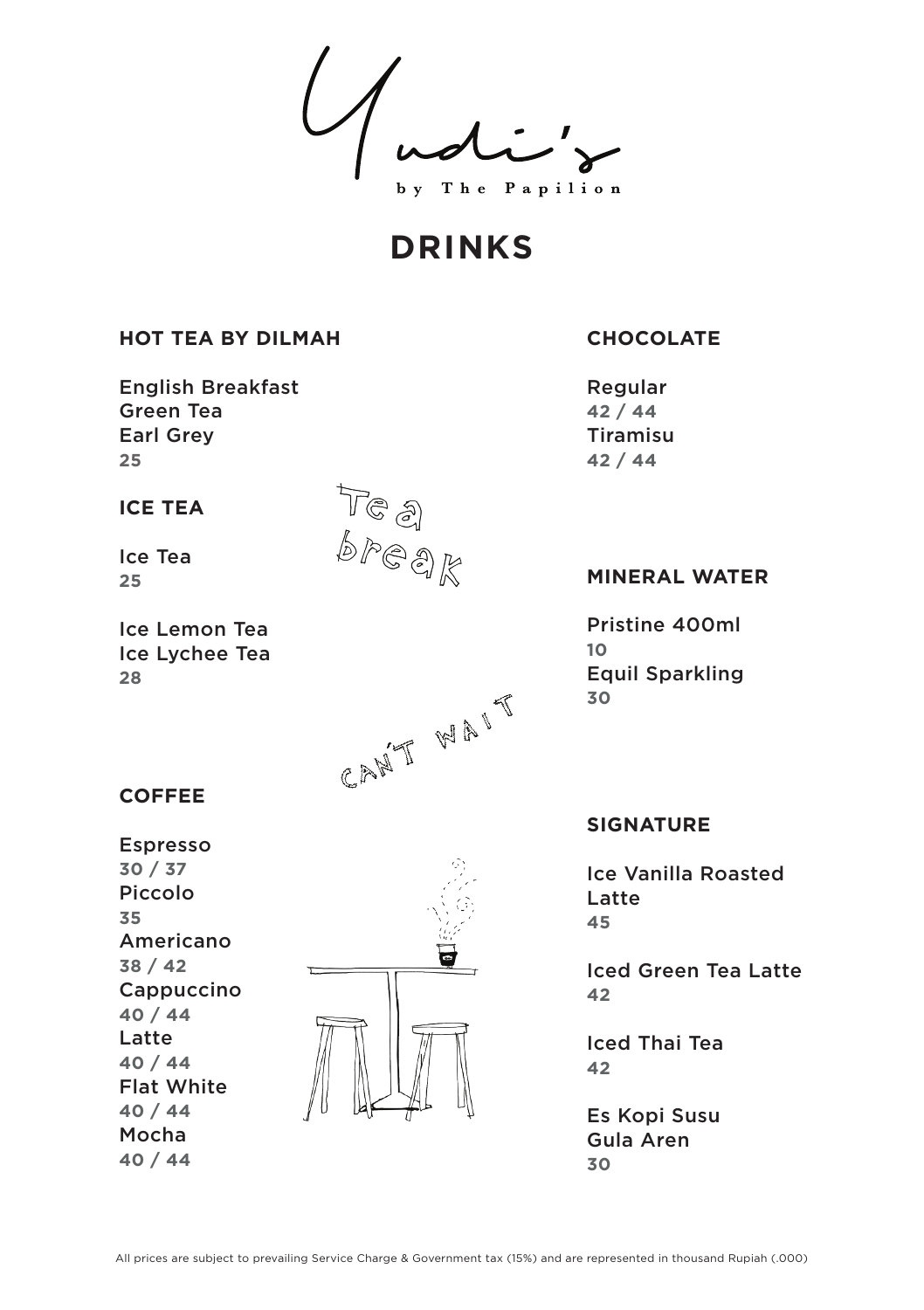Yudi's

by The Papilion

# DRINKS

## HOT TEA BY DILMAH

English Breakfast
Green Tea
Earl Grey
**25**

## ICE TEA

Ice Tea
**25**

Ice Lemon Tea
Ice Lychee Tea
**28**

Tea break

CAN'T WAIT

## COFFEE

Espresso
**30 / 37**
Piccolo
**35**
Americano
**38 / 42**
Cappuccino
**40 / 44**
Latte
**40 / 44**
Flat White
**40 / 44**
Mocha
**40 / 44**

## CHOCOLATE

Regular
**42 / 44**
Tiramisu
**42 / 44**

## MINERAL WATER

Pristine 400ml
**10**
Equil Sparkling
**30**

## SIGNATURE

Ice Vanilla Roasted Latte
**45**

Iced Green Tea Latte
**42**

Iced Thai Tea
**42**

Es Kopi Susu Gula Aren
**30**

All prices are subject to prevailing Service Charge & Government tax (15%) and are represented in thousand Rupiah (.000)